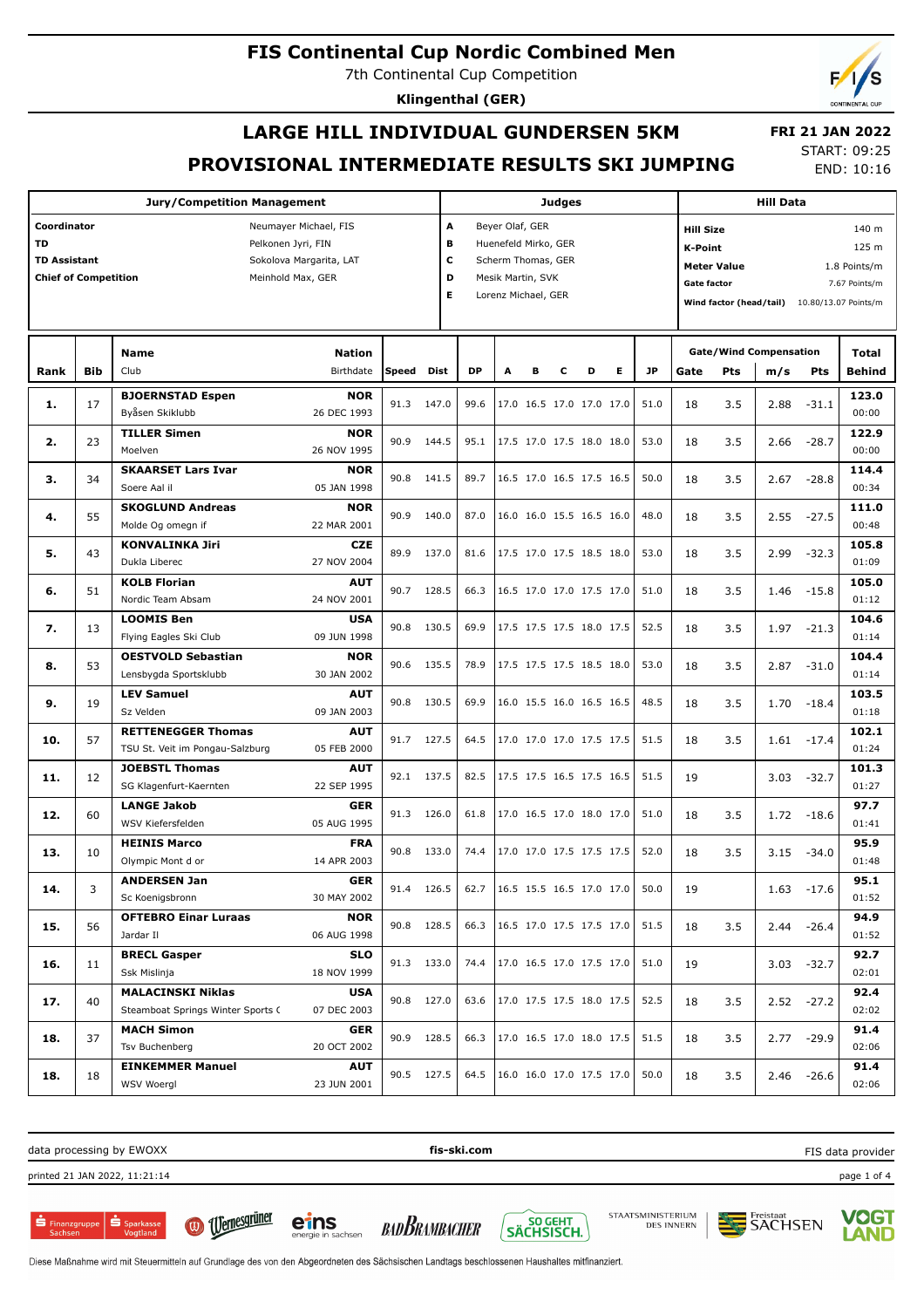# FIS Continental Cup Nordic Combined Men

7th Continental Cup Competition

**Klingenthal (GER)**

## LARGE HILL INDIVIDUAL GUNDERSEN 5KM

## PROVISIONAL INTERMEDIATE RESULTS SKI JUMPING

**FRI 21 JAN 2022**
START: 09:25
END: 10:16

| Jury/Competition Management | | Judges | | Hill Data | |
|---|---|---|---|---|---|
| **Coordinator** | Neumayer Michael, FIS | **A** | Beyer Olaf, GER | **Hill Size** | 140 m |
| **TD** | Pelkonen Jyri, FIN | **B** | Huenefeld Mirko, GER | **K-Point** | 125 m |
| **TD Assistant** | Sokolova Margarita, LAT | **C** | Scherm Thomas, GER | **Meter Value** | 1.8 Points/m |
| **Chief of Competition** | Meinhold Max, GER | **D** | Mesik Martin, SVK | **Gate factor** | 7.67 Points/m |
| | | **E** | Lorenz Michael, GER | **Wind factor (head/tail)** | 10.80/13.07 Points/m |

| Rank | Bib | Name / Club | Nation / Birthdate | Speed | Dist | DP | A | B | C | D | E | JP | Gate | Pts | m/s | Pts | Total / Behind |
|---|---|---|---|---|---|---|---|---|---|---|---|---|---|---|---|---|---|
| **1.** | 17 | **BJOERNSTAD Espen** Byåsen Skiklubb | **NOR** 26 DEC 1993 | 91.3 | 147.0 | 99.6 | 17.0 | 16.5 | 17.0 | 17.0 | 17.0 | 51.0 | 18 | 3.5 | 2.88 | -31.1 | **123.0** 00:00 |
| **2.** | 23 | **TILLER Simen** Moelven | **NOR** 26 NOV 1995 | 90.9 | 144.5 | 95.1 | 17.5 | 17.0 | 17.5 | 18.0 | 18.0 | 53.0 | 18 | 3.5 | 2.66 | -28.7 | **122.9** 00:00 |
| **3.** | 34 | **SKAARSET Lars Ivar** Soere Aal il | **NOR** 05 JAN 1998 | 90.8 | 141.5 | 89.7 | 16.5 | 17.0 | 16.5 | 17.5 | 16.5 | 50.0 | 18 | 3.5 | 2.67 | -28.8 | **114.4** 00:34 |
| **4.** | 55 | **SKOGLUND Andreas** Molde Og omegn if | **NOR** 22 MAR 2001 | 90.9 | 140.0 | 87.0 | 16.0 | 16.0 | 15.5 | 16.5 | 16.0 | 48.0 | 18 | 3.5 | 2.55 | -27.5 | **111.0** 00:48 |
| **5.** | 43 | **KONVALINKA Jiri** Dukla Liberec | **CZE** 27 NOV 2004 | 89.9 | 137.0 | 81.6 | 17.5 | 17.0 | 17.5 | 18.5 | 18.0 | 53.0 | 18 | 3.5 | 2.99 | -32.3 | **105.8** 01:09 |
| **6.** | 51 | **KOLB Florian** Nordic Team Absam | **AUT** 24 NOV 2001 | 90.7 | 128.5 | 66.3 | 16.5 | 17.0 | 17.0 | 17.5 | 17.0 | 51.0 | 18 | 3.5 | 1.46 | -15.8 | **105.0** 01:12 |
| **7.** | 13 | **LOOMIS Ben** Flying Eagles Ski Club | **USA** 09 JUN 1998 | 90.8 | 130.5 | 69.9 | 17.5 | 17.5 | 17.5 | 18.0 | 17.5 | 52.5 | 18 | 3.5 | 1.97 | -21.3 | **104.6** 01:14 |
| **8.** | 53 | **OESTVOLD Sebastian** Lensbygda Sportsklubb | **NOR** 30 JAN 2002 | 90.6 | 135.5 | 78.9 | 17.5 | 17.5 | 17.5 | 18.5 | 18.0 | 53.0 | 18 | 3.5 | 2.87 | -31.0 | **104.4** 01:14 |
| **9.** | 19 | **LEV Samuel** Sz Velden | **AUT** 09 JAN 2003 | 90.8 | 130.5 | 69.9 | 16.0 | 15.5 | 16.0 | 16.5 | 16.5 | 48.5 | 18 | 3.5 | 1.70 | -18.4 | **103.5** 01:18 |
| **10.** | 57 | **RETTENEGGER Thomas** TSU St. Veit im Pongau-Salzburg | **AUT** 05 FEB 2000 | 91.7 | 127.5 | 64.5 | 17.0 | 17.0 | 17.0 | 17.5 | 17.5 | 51.5 | 18 | 3.5 | 1.61 | -17.4 | **102.1** 01:24 |
| **11.** | 12 | **JOEBSTL Thomas** SG Klagenfurt-Kaernten | **AUT** 22 SEP 1995 | 92.1 | 137.5 | 82.5 | 17.5 | 17.5 | 16.5 | 17.5 | 16.5 | 51.5 | 19 | | 3.03 | -32.7 | **101.3** 01:27 |
| **12.** | 60 | **LANGE Jakob** WSV Kiefersfelden | **GER** 05 AUG 1995 | 91.3 | 126.0 | 61.8 | 17.0 | 16.5 | 17.0 | 18.0 | 17.0 | 51.0 | 18 | 3.5 | 1.72 | -18.6 | **97.7** 01:41 |
| **13.** | 10 | **HEINIS Marco** Olympic Mont d or | **FRA** 14 APR 2003 | 90.8 | 133.0 | 74.4 | 17.0 | 17.0 | 17.5 | 17.5 | 17.5 | 52.0 | 18 | 3.5 | 3.15 | -34.0 | **95.9** 01:48 |
| **14.** | 3 | **ANDERSEN Jan** Sc Koenigsbronn | **GER** 30 MAY 2002 | 91.4 | 126.5 | 62.7 | 16.5 | 15.5 | 16.5 | 17.0 | 17.0 | 50.0 | 19 | | 1.63 | -17.6 | **95.1** 01:52 |
| **15.** | 56 | **OFTEBRO Einar Luraas** Jardar Il | **NOR** 06 AUG 1998 | 90.8 | 128.5 | 66.3 | 16.5 | 17.0 | 17.5 | 17.5 | 17.0 | 51.5 | 18 | 3.5 | 2.44 | -26.4 | **94.9** 01:52 |
| **16.** | 11 | **BRECL Gasper** Ssk Mislinja | **SLO** 18 NOV 1999 | 91.3 | 133.0 | 74.4 | 17.0 | 16.5 | 17.0 | 17.5 | 17.0 | 51.0 | 19 | | 3.03 | -32.7 | **92.7** 02:01 |
| **17.** | 40 | **MALACINSKI Niklas** Steamboat Springs Winter Sports ( | **USA** 07 DEC 2003 | 90.8 | 127.0 | 63.6 | 17.0 | 17.5 | 17.5 | 18.0 | 17.5 | 52.5 | 18 | 3.5 | 2.52 | -27.2 | **92.4** 02:02 |
| **18.** | 37 | **MACH Simon** Tsv Buchenberg | **GER** 20 OCT 2002 | 90.9 | 128.5 | 66.3 | 17.0 | 16.5 | 17.0 | 18.0 | 17.5 | 51.5 | 18 | 3.5 | 2.77 | -29.9 | **91.4** 02:06 |
| **18.** | 18 | **EINKEMMER Manuel** WSV Woergl | **AUT** 23 JUN 2001 | 90.5 | 127.5 | 64.5 | 16.0 | 16.0 | 17.0 | 17.5 | 17.0 | 50.0 | 18 | 3.5 | 2.46 | -26.6 | **91.4** 02:06 |

data processing by EWOXX | fis-ski.com | FIS data provider

printed 21 JAN 2022, 11:21:14

Diese Maßnahme wird mit Steuermitteln auf Grundlage des von den Abgeordneten des Sächsischen Landtags beschlossenen Haushaltes mitfinanziert.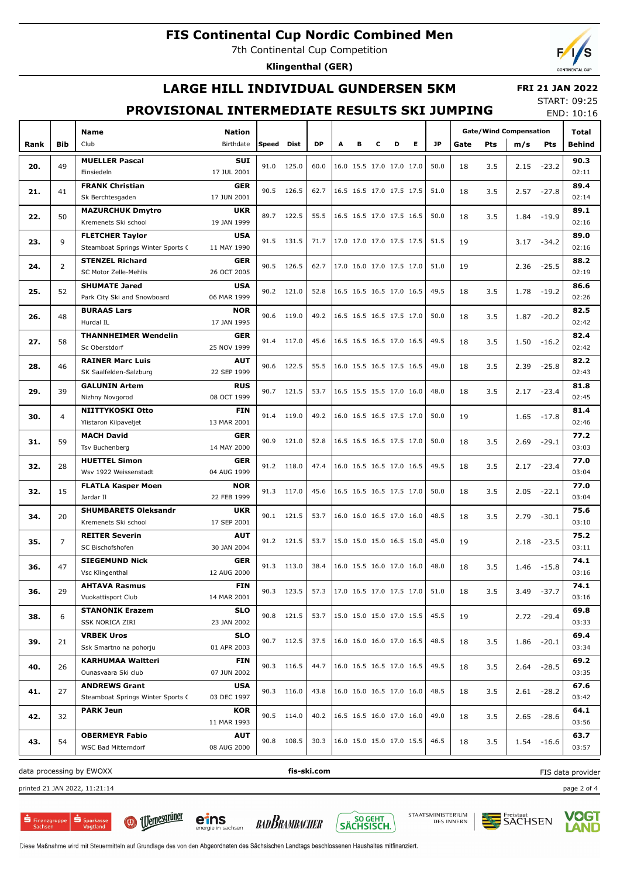# FIS Continental Cup Nordic Combined Men

7th Continental Cup Competition

**Klingenthal (GER)**

## LARGE HILL INDIVIDUAL GUNDERSEN 5KM

**FRI 21 JAN 2022**
START: 09:25
END: 10:16

## PROVISIONAL INTERMEDIATE RESULTS SKI JUMPING

| Rank | Bib | Name / Club | Nation / Birthdate | Speed | Dist | DP | A | B | C | D | E | JP | Gate | Pts | m/s | Pts | Total / Behind |
|---|---|---|---|---|---|---|---|---|---|---|---|---|---|---|---|---|---|
| 20. | 49 | **MUELLER Pascal** Einsiedeln | **SUI** 17 JUL 2001 | 91.0 | 125.0 | 60.0 | 16.0 | 15.5 | 17.0 | 17.0 | 17.0 | 50.0 | 18 | 3.5 | 2.15 | -23.2 | **90.3** 02:11 |
| 21. | 41 | **FRANK Christian** Sk Berchtesgaden | **GER** 17 JUN 2001 | 90.5 | 126.5 | 62.7 | 16.5 | 16.5 | 17.0 | 17.5 | 17.5 | 51.0 | 18 | 3.5 | 2.57 | -27.8 | **89.4** 02:14 |
| 22. | 50 | **MAZURCHUK Dmytro** Kremenets Ski school | **UKR** 19 JAN 1999 | 89.7 | 122.5 | 55.5 | 16.5 | 16.5 | 17.0 | 17.5 | 16.5 | 50.0 | 18 | 3.5 | 1.84 | -19.9 | **89.1** 02:16 |
| 23. | 9 | **FLETCHER Taylor** Steamboat Springs Winter Sports ( | **USA** 11 MAY 1990 | 91.5 | 131.5 | 71.7 | 17.0 | 17.0 | 17.0 | 17.5 | 17.5 | 51.5 | 19 | | 3.17 | -34.2 | **89.0** 02:16 |
| 24. | 2 | **STENZEL Richard** SC Motor Zelle-Mehlis | **GER** 26 OCT 2005 | 90.5 | 126.5 | 62.7 | 17.0 | 16.0 | 17.0 | 17.5 | 17.0 | 51.0 | 19 | | 2.36 | -25.5 | **88.2** 02:19 |
| 25. | 52 | **SHUMATE Jared** Park City Ski and Snowboard | **USA** 06 MAR 1999 | 90.2 | 121.0 | 52.8 | 16.5 | 16.5 | 16.5 | 17.0 | 16.5 | 49.5 | 18 | 3.5 | 1.78 | -19.2 | **86.6** 02:26 |
| 26. | 48 | **BURAAS Lars** Hurdal IL | **NOR** 17 JAN 1995 | 90.6 | 119.0 | 49.2 | 16.5 | 16.5 | 16.5 | 17.5 | 17.0 | 50.0 | 18 | 3.5 | 1.87 | -20.2 | **82.5** 02:42 |
| 27. | 58 | **THANNHEIMER Wendelin** Sc Oberstdorf | **GER** 25 NOV 1999 | 91.4 | 117.0 | 45.6 | 16.5 | 16.5 | 16.5 | 17.0 | 16.5 | 49.5 | 18 | 3.5 | 1.50 | -16.2 | **82.4** 02:42 |
| 28. | 46 | **RAINER Marc Luis** SK Saalfelden-Salzburg | **AUT** 22 SEP 1999 | 90.6 | 122.5 | 55.5 | 16.0 | 15.5 | 16.5 | 17.5 | 16.5 | 49.0 | 18 | 3.5 | 2.39 | -25.8 | **82.2** 02:43 |
| 29. | 39 | **GALUNIN Artem** Nizhny Novgorod | **RUS** 08 OCT 1999 | 90.7 | 121.5 | 53.7 | 16.5 | 15.5 | 15.5 | 17.0 | 16.0 | 48.0 | 18 | 3.5 | 2.17 | -23.4 | **81.8** 02:45 |
| 30. | 4 | **NIITTYKOSKI Otto** Ylistaron Kilpaveljet | **FIN** 13 MAR 2001 | 91.4 | 119.0 | 49.2 | 16.0 | 16.5 | 16.5 | 17.5 | 17.0 | 50.0 | 19 | | 1.65 | -17.8 | **81.4** 02:46 |
| 31. | 59 | **MACH David** Tsv Buchenberg | **GER** 14 MAY 2000 | 90.9 | 121.0 | 52.8 | 16.5 | 16.5 | 16.5 | 17.5 | 17.0 | 50.0 | 18 | 3.5 | 2.69 | -29.1 | **77.2** 03:03 |
| 32. | 28 | **HUETTEL Simon** Wsv 1922 Weissenstadt | **GER** 04 AUG 1999 | 91.2 | 118.0 | 47.4 | 16.0 | 16.5 | 16.5 | 17.0 | 16.5 | 49.5 | 18 | 3.5 | 2.17 | -23.4 | **77.0** 03:04 |
| 32. | 15 | **FLATLA Kasper Moen** Jardar Il | **NOR** 22 FEB 1999 | 91.3 | 117.0 | 45.6 | 16.5 | 16.5 | 16.5 | 17.5 | 17.0 | 50.0 | 18 | 3.5 | 2.05 | -22.1 | **77.0** 03:04 |
| 34. | 20 | **SHUMBARETS Oleksandr** Kremenets Ski school | **UKR** 17 SEP 2001 | 90.1 | 121.5 | 53.7 | 16.0 | 16.0 | 16.5 | 17.0 | 16.0 | 48.5 | 18 | 3.5 | 2.79 | -30.1 | **75.6** 03:10 |
| 35. | 7 | **REITER Severin** SC Bischofshofen | **AUT** 30 JAN 2004 | 91.2 | 121.5 | 53.7 | 15.0 | 15.0 | 15.0 | 16.5 | 15.0 | 45.0 | 19 | | 2.18 | -23.5 | **75.2** 03:11 |
| 36. | 47 | **SIEGEMUND Nick** Vsc Klingenthal | **GER** 12 AUG 2000 | 91.3 | 113.0 | 38.4 | 16.0 | 15.5 | 16.0 | 17.0 | 16.0 | 48.0 | 18 | 3.5 | 1.46 | -15.8 | **74.1** 03:16 |
| 36. | 29 | **AHTAVA Rasmus** Vuokattisport Club | **FIN** 14 MAR 2001 | 90.3 | 123.5 | 57.3 | 17.0 | 16.5 | 17.0 | 17.5 | 17.0 | 51.0 | 18 | 3.5 | 3.49 | -37.7 | **74.1** 03:16 |
| 38. | 6 | **STANONIK Erazem** SSK NORICA ZIRI | **SLO** 23 JAN 2002 | 90.8 | 121.5 | 53.7 | 15.0 | 15.0 | 15.0 | 17.0 | 15.5 | 45.5 | 19 | | 2.72 | -29.4 | **69.8** 03:33 |
| 39. | 21 | **VRBEK Uros** Ssk Smartno na pohorju | **SLO** 01 APR 2003 | 90.7 | 112.5 | 37.5 | 16.0 | 16.0 | 16.0 | 17.0 | 16.5 | 48.5 | 18 | 3.5 | 1.86 | -20.1 | **69.4** 03:34 |
| 40. | 26 | **KARHUMAA Waltteri** Ounasvaara Ski club | **FIN** 07 JUN 2002 | 90.3 | 116.5 | 44.7 | 16.0 | 16.5 | 16.5 | 17.0 | 16.5 | 49.5 | 18 | 3.5 | 2.64 | -28.5 | **69.2** 03:35 |
| 41. | 27 | **ANDREWS Grant** Steamboat Springs Winter Sports ( | **USA** 03 DEC 1997 | 90.3 | 116.0 | 43.8 | 16.0 | 16.0 | 16.5 | 17.0 | 16.0 | 48.5 | 18 | 3.5 | 2.61 | -28.2 | **67.6** 03:42 |
| 42. | 32 | **PARK Jeun** | **KOR** 11 MAR 1993 | 90.5 | 114.0 | 40.2 | 16.5 | 16.5 | 16.0 | 17.0 | 16.0 | 49.0 | 18 | 3.5 | 2.65 | -28.6 | **64.1** 03:56 |
| 43. | 54 | **OBERMEYR Fabio** WSC Bad Mitterndorf | **AUT** 08 AUG 2000 | 90.8 | 108.5 | 30.3 | 16.0 | 15.0 | 15.0 | 17.0 | 15.5 | 46.5 | 18 | 3.5 | 1.54 | -16.6 | **63.7** 03:57 |

data processing by EWOXX | fis-ski.com | FIS data provider

printed 21 JAN 2022, 11:21:14

Diese Maßnahme wird mit Steuermitteln auf Grundlage des von den Abgeordneten des Sächsischen Landtags beschlossenen Haushaltes mitfinanziert.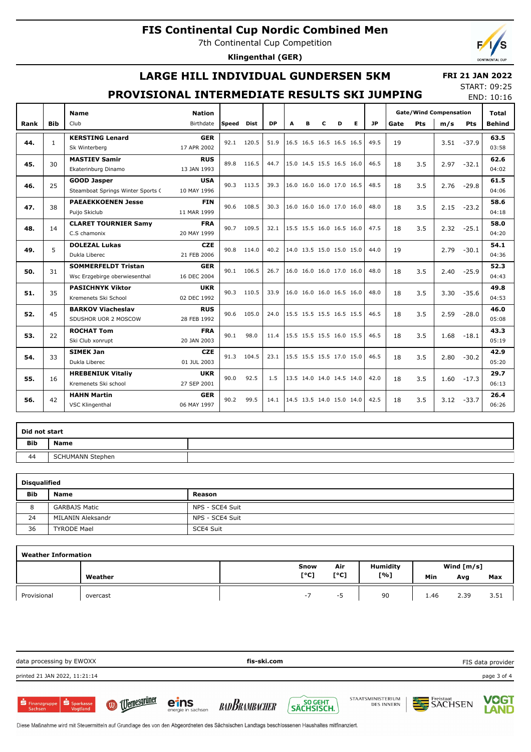# FIS Continental Cup Nordic Combined Men

7th Continental Cup Competition

**Klingenthal (GER)**

## LARGE HILL INDIVIDUAL GUNDERSEN 5KM

## PROVISIONAL INTERMEDIATE RESULTS SKI JUMPING

**FRI 21 JAN 2022**

START: 09:25

END: 10:16

| Rank | Bib | Name / Club | Nation / Birthdate | Speed | Dist | DP | A | B | C | D | E | JP | Gate | Pts | m/s | Pts | Total / Behind |
|---|---|---|---|---|---|---|---|---|---|---|---|---|---|---|---|---|---|
| | | | | | | | | | | | | | Gate/Wind Compensation | | | | |
| 44. | 1 | **KERSTING Lenard** Sk Winterberg | **GER** 17 APR 2002 | 92.1 | 120.5 | 51.9 | 16.5 | 16.5 | 16.5 | 16.5 | 16.5 | 49.5 | 19 | | 3.51 | -37.9 | **63.5** 03:58 |
| 45. | 30 | **MASTIEV Samir** Ekaterinburg Dinamo | **RUS** 13 JAN 1993 | 89.8 | 116.5 | 44.7 | 15.0 | 14.5 | 15.5 | 16.5 | 16.0 | 46.5 | 18 | 3.5 | 2.97 | -32.1 | **62.6** 04:02 |
| 46. | 25 | **GOOD Jasper** Steamboat Springs Winter Sports ( | **USA** 10 MAY 1996 | 90.3 | 113.5 | 39.3 | 16.0 | 16.0 | 16.0 | 17.0 | 16.5 | 48.5 | 18 | 3.5 | 2.76 | -29.8 | **61.5** 04:06 |
| 47. | 38 | **PAEAEKKOENEN Jesse** Puijo Skiclub | **FIN** 11 MAR 1999 | 90.6 | 108.5 | 30.3 | 16.0 | 16.0 | 16.0 | 17.0 | 16.0 | 48.0 | 18 | 3.5 | 2.15 | -23.2 | **58.6** 04:18 |
| 48. | 14 | **CLARET TOURNIER Samy** C.S chamonix | **FRA** 20 MAY 1999 | 90.7 | 109.5 | 32.1 | 15.5 | 15.5 | 16.0 | 16.5 | 16.0 | 47.5 | 18 | 3.5 | 2.32 | -25.1 | **58.0** 04:20 |
| 49. | 5 | **DOLEZAL Lukas** Dukla Liberec | **CZE** 21 FEB 2006 | 90.8 | 114.0 | 40.2 | 14.0 | 13.5 | 15.0 | 15.0 | 15.0 | 44.0 | 19 | | 2.79 | -30.1 | **54.1** 04:36 |
| 50. | 31 | **SOMMERFELDT Tristan** Wsc Erzgebirge oberwiesenthal | **GER** 16 DEC 2004 | 90.1 | 106.5 | 26.7 | 16.0 | 16.0 | 16.0 | 17.0 | 16.0 | 48.0 | 18 | 3.5 | 2.40 | -25.9 | **52.3** 04:43 |
| 51. | 35 | **PASICHNYK Viktor** Kremenets Ski School | **UKR** 02 DEC 1992 | 90.3 | 110.5 | 33.9 | 16.0 | 16.0 | 16.0 | 16.5 | 16.0 | 48.0 | 18 | 3.5 | 3.30 | -35.6 | **49.8** 04:53 |
| 52. | 45 | **BARKOV Viacheslav** SDUSHOR UOR 2 MOSCOW | **RUS** 28 FEB 1992 | 90.6 | 105.0 | 24.0 | 15.5 | 15.5 | 15.5 | 16.5 | 15.5 | 46.5 | 18 | 3.5 | 2.59 | -28.0 | **46.0** 05:08 |
| 53. | 22 | **ROCHAT Tom** Ski Club xonrupt | **FRA** 20 JAN 2003 | 90.1 | 98.0 | 11.4 | 15.5 | 15.5 | 15.5 | 16.0 | 15.5 | 46.5 | 18 | 3.5 | 1.68 | -18.1 | **43.3** 05:19 |
| 54. | 33 | **SIMEK Jan** Dukla Liberec | **CZE** 01 JUL 2003 | 91.3 | 104.5 | 23.1 | 15.5 | 15.5 | 15.5 | 17.0 | 15.0 | 46.5 | 18 | 3.5 | 2.80 | -30.2 | **42.9** 05:20 |
| 55. | 16 | **HREBENIUK Vitaliy** Kremenets Ski school | **UKR** 27 SEP 2001 | 90.0 | 92.5 | 1.5 | 13.5 | 14.0 | 14.0 | 14.5 | 14.0 | 42.0 | 18 | 3.5 | 1.60 | -17.3 | **29.7** 06:13 |
| 56. | 42 | **HAHN Martin** VSC Klingenthal | **GER** 06 MAY 1997 | 90.2 | 99.5 | 14.1 | 14.5 | 13.5 | 14.0 | 15.0 | 14.0 | 42.5 | 18 | 3.5 | 3.12 | -33.7 | **26.4** 06:26 |

**Did not start**

| Bib | Name |
|---|---|
| 44 | SCHUMANN Stephen |

**Disqualified**

| Bib | Name | Reason |
|---|---|---|
| 8 | GARBAJS Matic | NPS - SCE4 Suit |
| 24 | MILANIN Aleksandr | NPS - SCE4 Suit |
| 36 | TYRODE Mael | SCE4 Suit |

**Weather Information**

| | Weather | Snow [°C] | Air [°C] | Humidity [%] | Wind [m/s] Min | Avg | Max |
|---|---|---|---|---|---|---|---|
| Provisional | overcast | -7 | -5 | 90 | 1.46 | 2.39 | 3.51 |

data processing by EWOXX — fis-ski.com — FIS data provider

printed 21 JAN 2022, 11:21:14

Diese Maßnahme wird mit Steuermitteln auf Grundlage des von den Abgeordneten des Sächsischen Landtags beschlossenen Haushaltes mitfinanziert.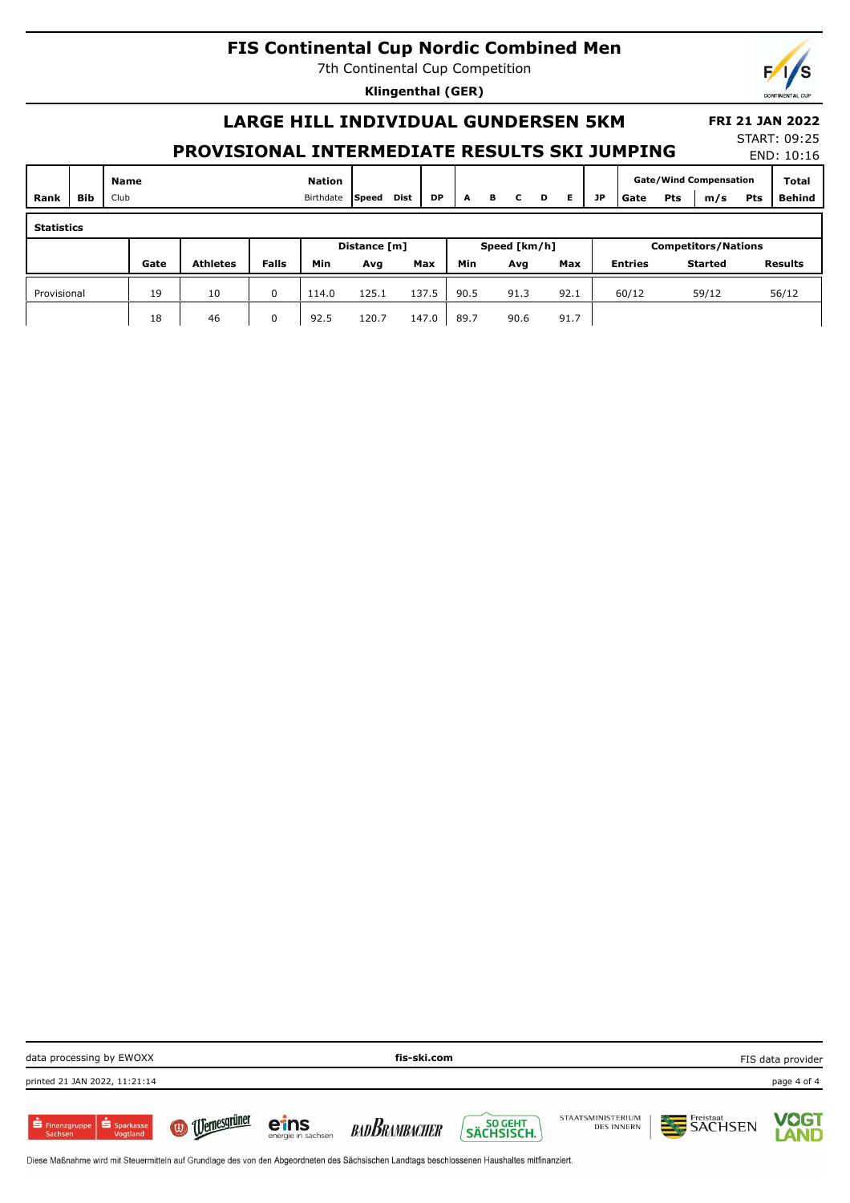# FIS Continental Cup Nordic Combined Men

7th Continental Cup Competition

**Klingenthal (GER)**

## LARGE HILL INDIVIDUAL GUNDERSEN 5KM

**FRI 21 JAN 2022**

START: 09:25

END: 10:16

## PROVISIONAL INTERMEDIATE RESULTS SKI JUMPING

| Rank | Bib | Name<br>Club | Nation<br>Birthdate | Speed | Dist | DP | A | B | C | D | E | JP | Gate/Wind Compensation<br>Gate | Pts | m/s | Pts | Total<br>Behind |
|---|---|---|---|---|---|---|---|---|---|---|---|---|---|---|---|---|---|

**Statistics**

| | Gate | Athletes | Falls | Distance [m]<br>Min | Avg | Max | Speed [km/h]<br>Min | Avg | Max | Competitors/Nations<br>Entries | Started | Results |
|---|---|---|---|---|---|---|---|---|---|---|---|---|
| Provisional | 19 | 10 | 0 | 114.0 | 125.1 | 137.5 | 90.5 | 91.3 | 92.1 | 60/12 | 59/12 | 56/12 |
| | 18 | 46 | 0 | 92.5 | 120.7 | 147.0 | 89.7 | 90.6 | 91.7 | | | |

data processing by EWOXX | fis-ski.com | FIS data provider

printed 21 JAN 2022, 11:21:14

Diese Maßnahme wird mit Steuermitteln auf Grundlage des von den Abgeordneten des Sächsischen Landtags beschlossenen Haushaltes mitfinanziert.